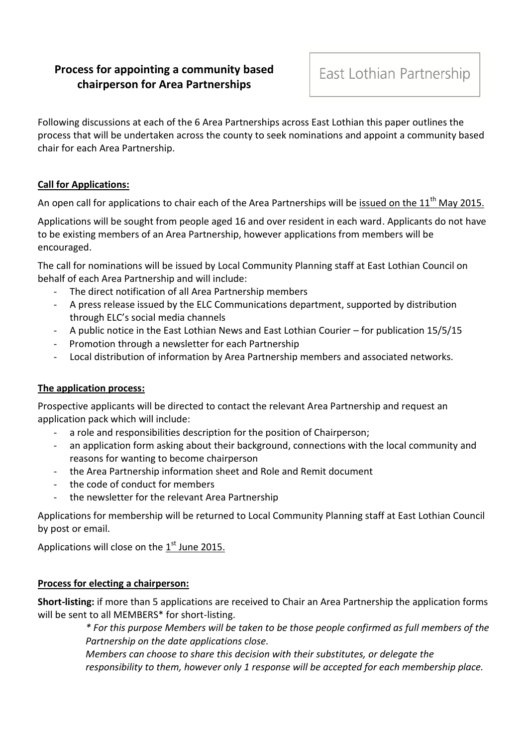# Process for appointing a community based chairperson for Area Partnerships

East Lothian Partnership

Following discussions at each of the 6 Area Partnerships across East Lothian this paper outlines the process that will be undertaken across the county to seek nominations and appoint a community based chair for each Area Partnership.

## Call for Applications:

An open call for applications to chair each of the Area Partnerships will be issued on the 11th May 2015.

Applications will be sought from people aged 16 and over resident in each ward. Applicants do not have to be existing members of an Area Partnership, however applications from members will be encouraged.

The call for nominations will be issued by Local Community Planning staff at East Lothian Council on behalf of each Area Partnership and will include:

- The direct notification of all Area Partnership members
- A press release issued by the ELC Communications department, supported by distribution through ELC's social media channels
- A public notice in the East Lothian News and East Lothian Courier – for publication 15/5/15
- Promotion through a newsletter for each Partnership
- Local distribution of information by Area Partnership members and associated networks.

## The application process:

Prospective applicants will be directed to contact the relevant Area Partnership and request an application pack which will include:

- a role and responsibilities description for the position of Chairperson;
- an application form asking about their background, connections with the local community and reasons for wanting to become chairperson
- the Area Partnership information sheet and Role and Remit document
- the code of conduct for members
- the newsletter for the relevant Area Partnership

Applications for membership will be returned to Local Community Planning staff at East Lothian Council by post or email.

Applications will close on the 1st June 2015.

## Process for electing a chairperson:

**Short-listing:** if more than 5 applications are received to Chair an Area Partnership the application forms will be sent to all MEMBERS* for short-listing.

> *\* For this purpose Members will be taken to be those people confirmed as full members of the Partnership on the date applications close.*
>
> *Members can choose to share this decision with their substitutes, or delegate the responsibility to them, however only 1 response will be accepted for each membership place.*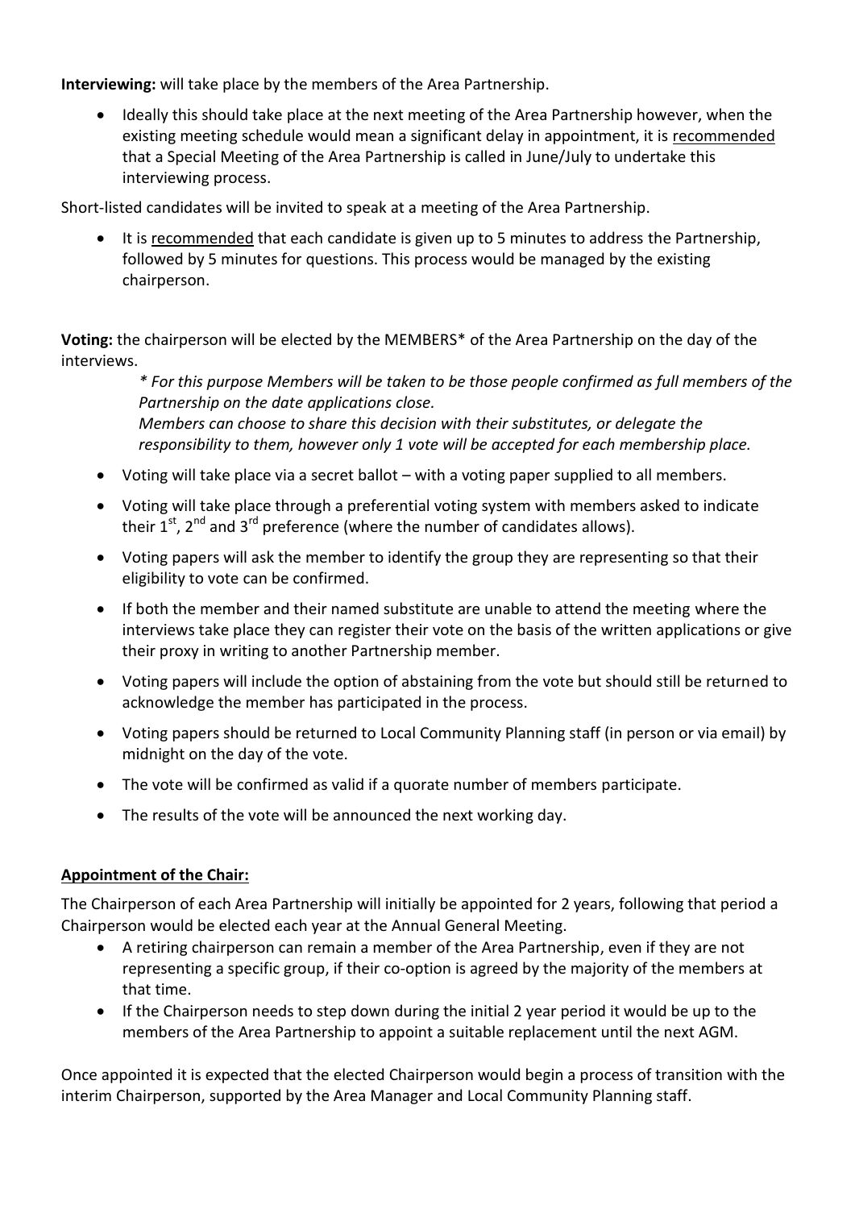**Interviewing:** will take place by the members of the Area Partnership.

- Ideally this should take place at the next meeting of the Area Partnership however, when the existing meeting schedule would mean a significant delay in appointment, it is <u>recommended</u> that a Special Meeting of the Area Partnership is called in June/July to undertake this interviewing process.

Short-listed candidates will be invited to speak at a meeting of the Area Partnership.

- It is <u>recommended</u> that each candidate is given up to 5 minutes to address the Partnership, followed by 5 minutes for questions. This process would be managed by the existing chairperson.

**Voting:** the chairperson will be elected by the MEMBERS* of the Area Partnership on the day of the interviews.

> *\* For this purpose Members will be taken to be those people confirmed as full members of the Partnership on the date applications close.*
> *Members can choose to share this decision with their substitutes, or delegate the responsibility to them, however only 1 vote will be accepted for each membership place.*

- Voting will take place via a secret ballot – with a voting paper supplied to all members.
- Voting will take place through a preferential voting system with members asked to indicate their 1st, 2nd and 3rd preference (where the number of candidates allows).
- Voting papers will ask the member to identify the group they are representing so that their eligibility to vote can be confirmed.
- If both the member and their named substitute are unable to attend the meeting where the interviews take place they can register their vote on the basis of the written applications or give their proxy in writing to another Partnership member.
- Voting papers will include the option of abstaining from the vote but should still be returned to acknowledge the member has participated in the process.
- Voting papers should be returned to Local Community Planning staff (in person or via email) by midnight on the day of the vote.
- The vote will be confirmed as valid if a quorate number of members participate.
- The results of the vote will be announced the next working day.

## <u>Appointment of the Chair:</u>

The Chairperson of each Area Partnership will initially be appointed for 2 years, following that period a Chairperson would be elected each year at the Annual General Meeting.

- A retiring chairperson can remain a member of the Area Partnership, even if they are not representing a specific group, if their co-option is agreed by the majority of the members at that time.
- If the Chairperson needs to step down during the initial 2 year period it would be up to the members of the Area Partnership to appoint a suitable replacement until the next AGM.

Once appointed it is expected that the elected Chairperson would begin a process of transition with the interim Chairperson, supported by the Area Manager and Local Community Planning staff.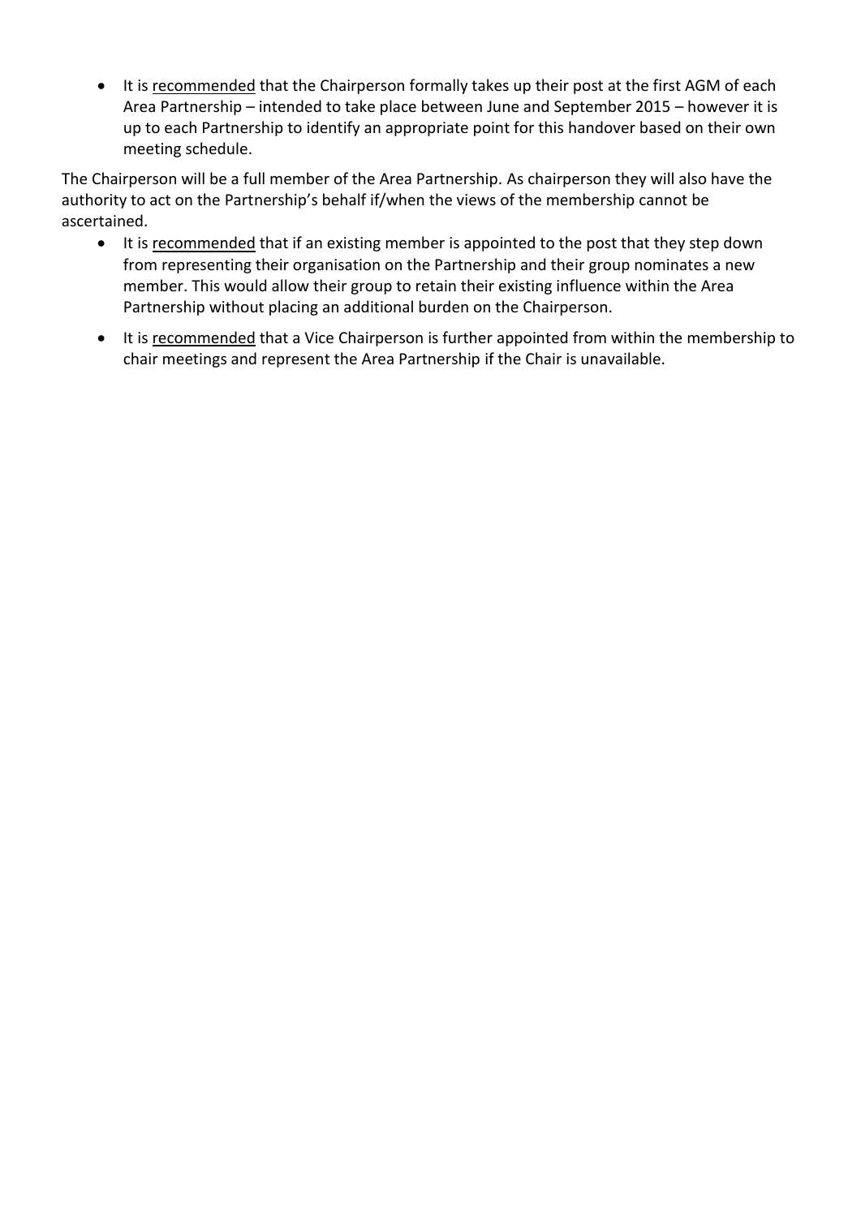- It is <u>recommended</u> that the Chairperson formally takes up their post at the first AGM of each Area Partnership – intended to take place between June and September 2015 – however it is up to each Partnership to identify an appropriate point for this handover based on their own meeting schedule.

The Chairperson will be a full member of the Area Partnership. As chairperson they will also have the authority to act on the Partnership's behalf if/when the views of the membership cannot be ascertained.

- It is <u>recommended</u> that if an existing member is appointed to the post that they step down from representing their organisation on the Partnership and their group nominates a new member. This would allow their group to retain their existing influence within the Area Partnership without placing an additional burden on the Chairperson.
- It is <u>recommended</u> that a Vice Chairperson is further appointed from within the membership to chair meetings and represent the Area Partnership if the Chair is unavailable.